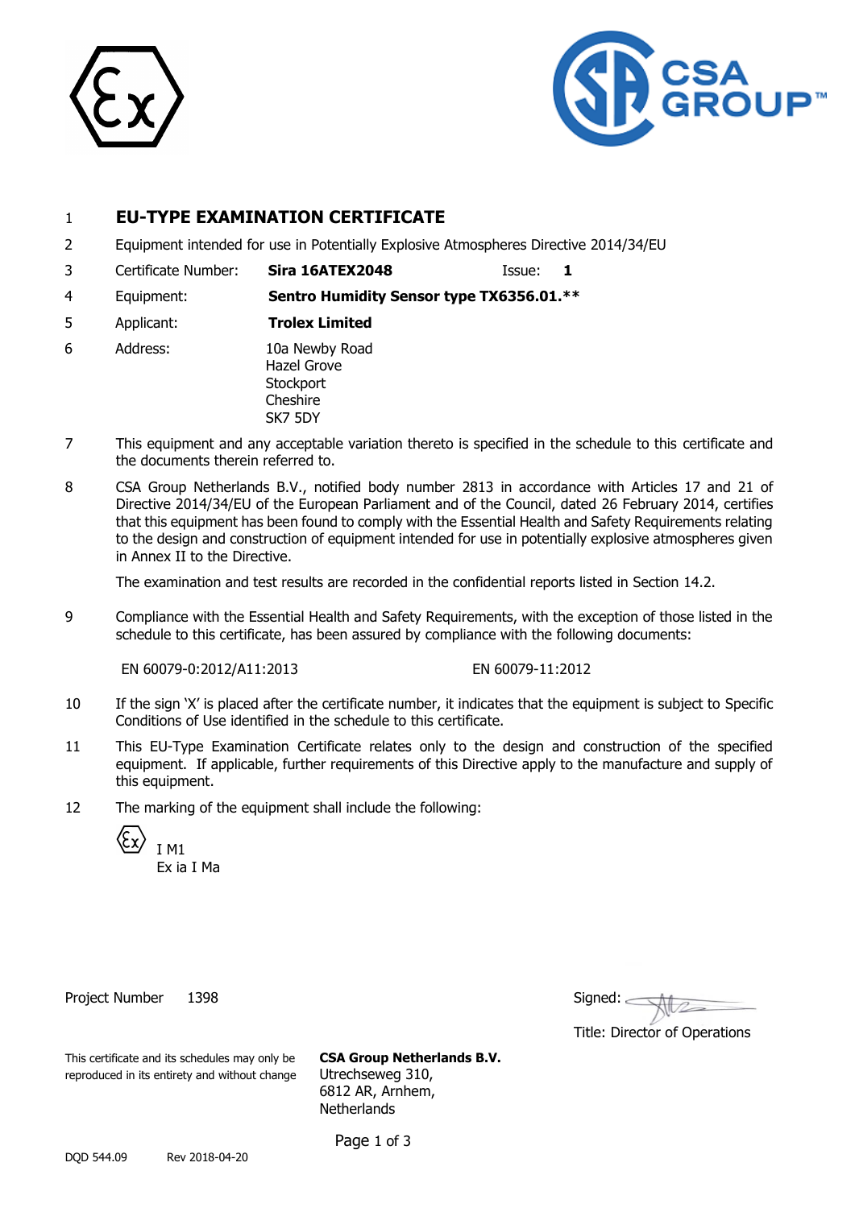1 **EU-TYPE EXAMINATION CERTIFICATE**

2 Equipment intended for use in Potentially Explosive Atmospheres Directive 2014/34/EU

3 Certificate Number: **Sira 16ATEX2048** Issue: **1**

4 Equipment: **Sentro Humidity Sensor type TX6356.01.\*\***

5 Applicant: **Trolex Limited**

6 Address: 10a Newby Road
Hazel Grove
Stockport
Cheshire
SK7 5DY

7 This equipment and any acceptable variation thereto is specified in the schedule to this certificate and the documents therein referred to.

8 CSA Group Netherlands B.V., notified body number 2813 in accordance with Articles 17 and 21 of Directive 2014/34/EU of the European Parliament and of the Council, dated 26 February 2014, certifies that this equipment has been found to comply with the Essential Health and Safety Requirements relating to the design and construction of equipment intended for use in potentially explosive atmospheres given in Annex II to the Directive.

The examination and test results are recorded in the confidential reports listed in Section 14.2.

9 Compliance with the Essential Health and Safety Requirements, with the exception of those listed in the schedule to this certificate, has been assured by compliance with the following documents:

EN 60079-0:2012/A11:2013 EN 60079-11:2012

10 If the sign 'X' is placed after the certificate number, it indicates that the equipment is subject to Specific Conditions of Use identified in the schedule to this certificate.

11 This EU-Type Examination Certificate relates only to the design and construction of the specified equipment. If applicable, further requirements of this Directive apply to the manufacture and supply of this equipment.

12 The marking of the equipment shall include the following:

I M1
Ex ia I Ma

Project Number 1398

Signed:

Title: Director of Operations

This certificate and its schedules may only be reproduced in its entirety and without change

**CSA Group Netherlands B.V.**
Utrechseweg 310,
6812 AR, Arnhem,
Netherlands

DQD 544.09 Rev 2018-04-20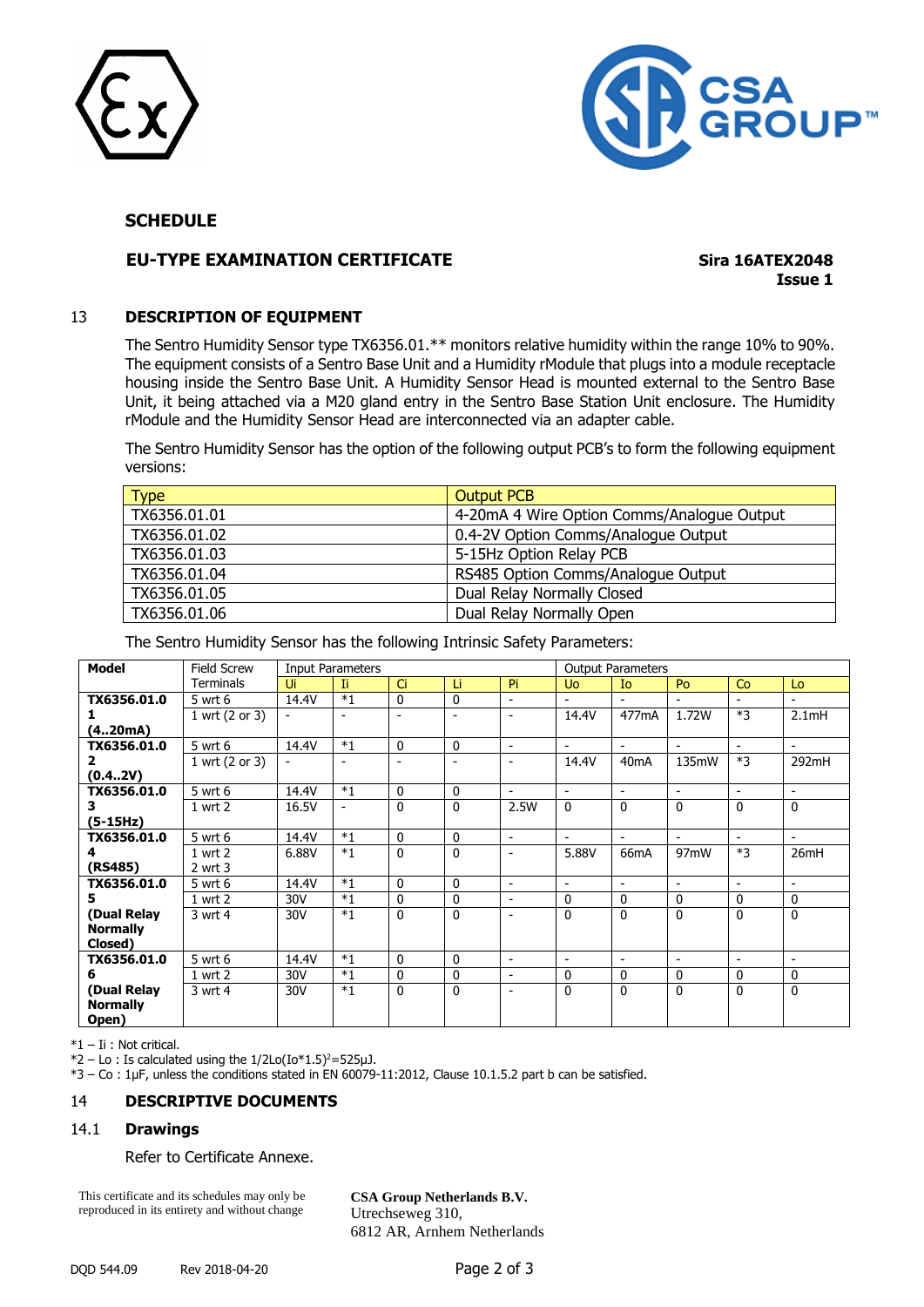## SCHEDULE

### EU-TYPE EXAMINATION CERTIFICATE

**Sira 16ATEX2048**
**Issue 1**

## 13 DESCRIPTION OF EQUIPMENT

The Sentro Humidity Sensor type TX6356.01.** monitors relative humidity within the range 10% to 90%. The equipment consists of a Sentro Base Unit and a Humidity rModule that plugs into a module receptacle housing inside the Sentro Base Unit. A Humidity Sensor Head is mounted external to the Sentro Base Unit, it being attached via a M20 gland entry in the Sentro Base Station Unit enclosure. The Humidity rModule and the Humidity Sensor Head are interconnected via an adapter cable.

The Sentro Humidity Sensor has the option of the following output PCB's to form the following equipment versions:

| Type | Output PCB |
|---|---|
| TX6356.01.01 | 4-20mA 4 Wire Option Comms/Analogue Output |
| TX6356.01.02 | 0.4-2V Option Comms/Analogue Output |
| TX6356.01.03 | 5-15Hz Option Relay PCB |
| TX6356.01.04 | RS485 Option Comms/Analogue Output |
| TX6356.01.05 | Dual Relay Normally Closed |
| TX6356.01.06 | Dual Relay Normally Open |

The Sentro Humidity Sensor has the following Intrinsic Safety Parameters:

| Model | Field Screw Terminals | Input Parameters | | | | | Output Parameters | | | | |
|---|---|---|---|---|---|---|---|---|---|---|---|
| | | Ui | Ii | Ci | Li | Pi | Uo | Io | Po | Co | Lo |
| **TX6356.01 (4..20mA)** | 5 wrt 6 | 14.4V | *1 | 0 | 0 | - | - | - | - | - | - |
| | 1 wrt (2 or 3) | - | - | - | - | - | 14.4V | 477mA | 1.72W | *3 | 2.1mH |
| **TX6356.02 (0.4..2V)** | 5 wrt 6 | 14.4V | *1 | 0 | 0 | - | - | - | - | - | - |
| | 1 wrt (2 or 3) | - | - | - | - | - | 14.4V | 40mA | 135mW | *3 | 292mH |
| **TX6356.03 (5-15Hz)** | 5 wrt 6 | 14.4V | *1 | 0 | 0 | - | - | - | - | - | - |
| | 1 wrt 2 | 16.5V | - | 0 | 0 | 2.5W | 0 | 0 | 0 | 0 | 0 |
| **TX6356.04 (RS485)** | 5 wrt 6 | 14.4V | *1 | 0 | 0 | - | - | - | - | - | - |
| | 1 wrt 2<br>2 wrt 3 | 6.88V | *1 | 0 | 0 | - | 5.88V | 66mA | 97mW | *3 | 26mH |
| **TX6356.05 (Dual Relay Normally Closed)** | 5 wrt 6 | 14.4V | *1 | 0 | 0 | - | - | - | - | - | - |
| | 1 wrt 2 | 30V | *1 | 0 | 0 | - | 0 | 0 | 0 | 0 | 0 |
| | 3 wrt 4 | 30V | *1 | 0 | 0 | - | 0 | 0 | 0 | 0 | 0 |
| **TX6356.06 (Dual Relay Normally Open)** | 5 wrt 6 | 14.4V | *1 | 0 | 0 | - | - | - | - | - | - |
| | 1 wrt 2 | 30V | *1 | 0 | 0 | - | 0 | 0 | 0 | 0 | 0 |
| | 3 wrt 4 | 30V | *1 | 0 | 0 | - | 0 | 0 | 0 | 0 | 0 |

*1 – Ii : Not critical.
*2 – Lo : Is calculated using the $1/2Lo(Io*1.5)^2=525\mu J$.
*3 – Co : 1µF, unless the conditions stated in EN 60079-11:2012, Clause 10.1.5.2 part b can be satisfied.

## 14 DESCRIPTIVE DOCUMENTS

### 14.1 Drawings

Refer to Certificate Annexe.

This certificate and its schedules may only be reproduced in its entirety and without change

**CSA Group Netherlands B.V.**
Utrechseweg 310,
6812 AR, Arnhem Netherlands

DQD 544.09 Rev 2018-04-20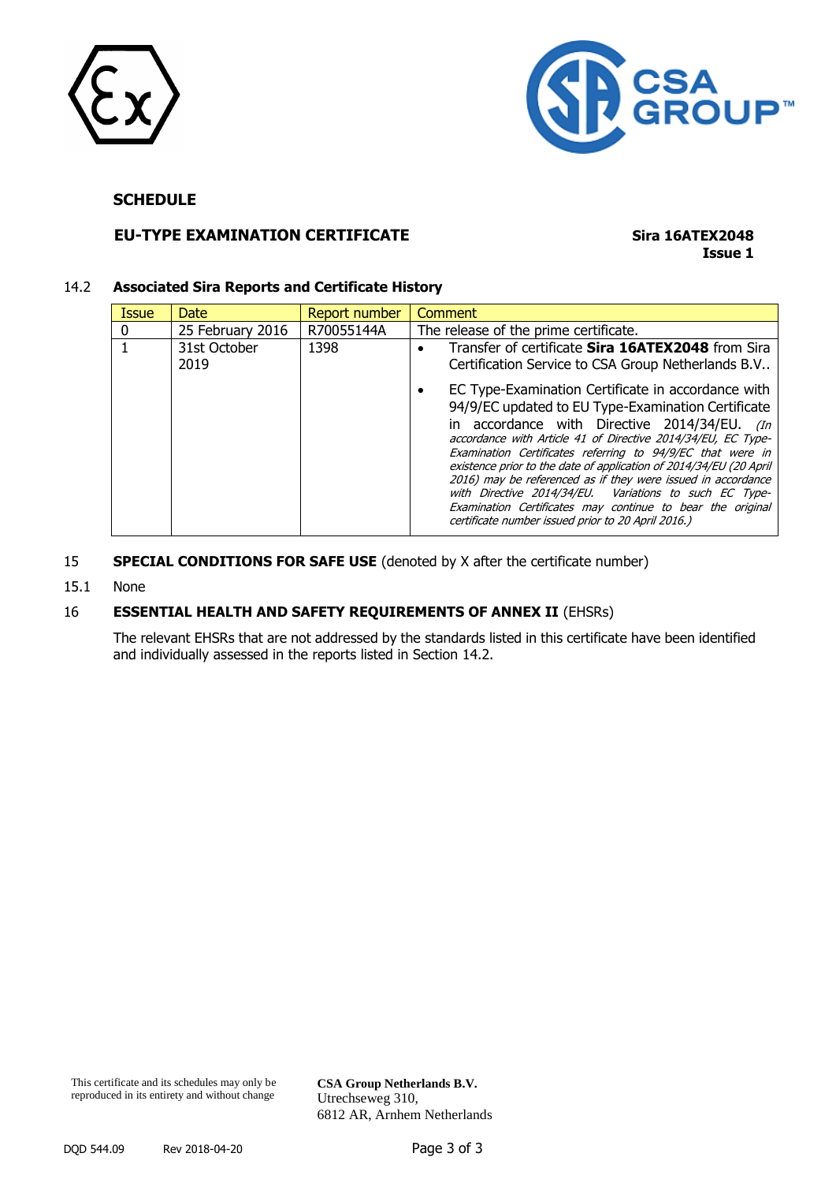**SCHEDULE**

**EU-TYPE EXAMINATION CERTIFICATE**

**Sira 16ATEX2048**
**Issue 1**

14.2 **Associated Sira Reports and Certificate History**

| Issue | Date | Report number | Comment |
|---|---|---|---|
| 0 | 25 February 2016 | R70055144A | The release of the prime certificate. |
| 1 | 31st October 2019 | 1398 | • Transfer of certificate **Sira 16ATEX2048** from Sira Certification Service to CSA Group Netherlands B.V.. <br> • EC Type-Examination Certificate in accordance with 94/9/EC updated to EU Type-Examination Certificate in accordance with Directive 2014/34/EU. *(In accordance with Article 41 of Directive 2014/34/EU, EC Type-Examination Certificates referring to 94/9/EC that were in existence prior to the date of application of 2014/34/EU (20 April 2016) may be referenced as if they were issued in accordance with Directive 2014/34/EU. Variations to such EC Type-Examination Certificates may continue to bear the original certificate number issued prior to 20 April 2016.)* |

15 **SPECIAL CONDITIONS FOR SAFE USE** (denoted by X after the certificate number)

15.1 None

16 **ESSENTIAL HEALTH AND SAFETY REQUIREMENTS OF ANNEX II** (EHSRs)

The relevant EHSRs that are not addressed by the standards listed in this certificate have been identified and individually assessed in the reports listed in Section 14.2.

This certificate and its schedules may only be reproduced in its entirety and without change

**CSA Group Netherlands B.V.**
Utrechseweg 310,
6812 AR, Arnhem Netherlands

DQD 544.09 Rev 2018-04-20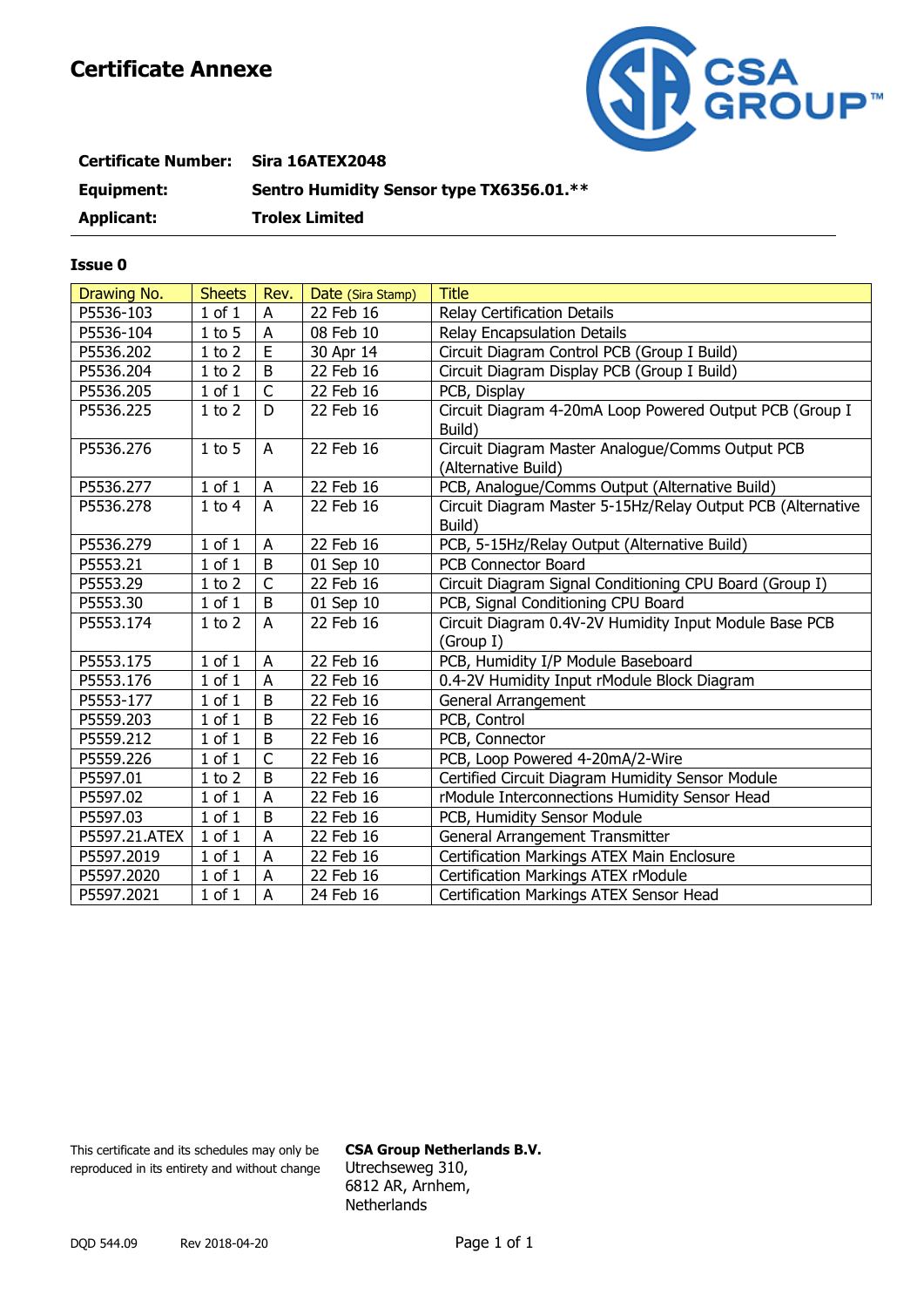# Certificate Annexe

| | |
|---|---|
| **Certificate Number:** | **Sira 16ATEX2048** |
| **Equipment:** | **Sentro Humidity Sensor type TX6356.01.**** |
| **Applicant:** | **Trolex Limited** |

**Issue 0**

| Drawing No. | Sheets | Rev. | Date (Sira Stamp) | Title |
|---|---|---|---|---|
| P5536-103 | 1 of 1 | A | 22 Feb 16 | Relay Certification Details |
| P5536-104 | 1 to 5 | A | 08 Feb 10 | Relay Encapsulation Details |
| P5536.202 | 1 to 2 | E | 30 Apr 14 | Circuit Diagram Control PCB (Group I Build) |
| P5536.204 | 1 to 2 | B | 22 Feb 16 | Circuit Diagram Display PCB (Group I Build) |
| P5536.205 | 1 of 1 | C | 22 Feb 16 | PCB, Display |
| P5536.225 | 1 to 2 | D | 22 Feb 16 | Circuit Diagram 4-20mA Loop Powered Output PCB (Group I Build) |
| P5536.276 | 1 to 5 | A | 22 Feb 16 | Circuit Diagram Master Analogue/Comms Output PCB (Alternative Build) |
| P5536.277 | 1 of 1 | A | 22 Feb 16 | PCB, Analogue/Comms Output (Alternative Build) |
| P5536.278 | 1 to 4 | A | 22 Feb 16 | Circuit Diagram Master 5-15Hz/Relay Output PCB (Alternative Build) |
| P5536.279 | 1 of 1 | A | 22 Feb 16 | PCB, 5-15Hz/Relay Output (Alternative Build) |
| P5553.21 | 1 of 1 | B | 01 Sep 10 | PCB Connector Board |
| P5553.29 | 1 to 2 | C | 22 Feb 16 | Circuit Diagram Signal Conditioning CPU Board (Group I) |
| P5553.30 | 1 of 1 | B | 01 Sep 10 | PCB, Signal Conditioning CPU Board |
| P5553.174 | 1 to 2 | A | 22 Feb 16 | Circuit Diagram 0.4V-2V Humidity Input Module Base PCB (Group I) |
| P5553.175 | 1 of 1 | A | 22 Feb 16 | PCB, Humidity I/P Module Baseboard |
| P5553.176 | 1 of 1 | A | 22 Feb 16 | 0.4-2V Humidity Input rModule Block Diagram |
| P5553-177 | 1 of 1 | B | 22 Feb 16 | General Arrangement |
| P5559.203 | 1 of 1 | B | 22 Feb 16 | PCB, Control |
| P5559.212 | 1 of 1 | B | 22 Feb 16 | PCB, Connector |
| P5559.226 | 1 of 1 | C | 22 Feb 16 | PCB, Loop Powered 4-20mA/2-Wire |
| P5597.01 | 1 to 2 | B | 22 Feb 16 | Certified Circuit Diagram Humidity Sensor Module |
| P5597.02 | 1 of 1 | A | 22 Feb 16 | rModule Interconnections Humidity Sensor Head |
| P5597.03 | 1 of 1 | B | 22 Feb 16 | PCB, Humidity Sensor Module |
| P5597.21.ATEX | 1 of 1 | A | 22 Feb 16 | General Arrangement Transmitter |
| P5597.2019 | 1 of 1 | A | 22 Feb 16 | Certification Markings ATEX Main Enclosure |
| P5597.2020 | 1 of 1 | A | 22 Feb 16 | Certification Markings ATEX rModule |
| P5597.2021 | 1 of 1 | A | 24 Feb 16 | Certification Markings ATEX Sensor Head |

This certificate and its schedules may only be reproduced in its entirety and without change

**CSA Group Netherlands B.V.**
Utrechseweg 310,
6812 AR, Arnhem,
Netherlands

DQD 544.09 Rev 2018-04-20